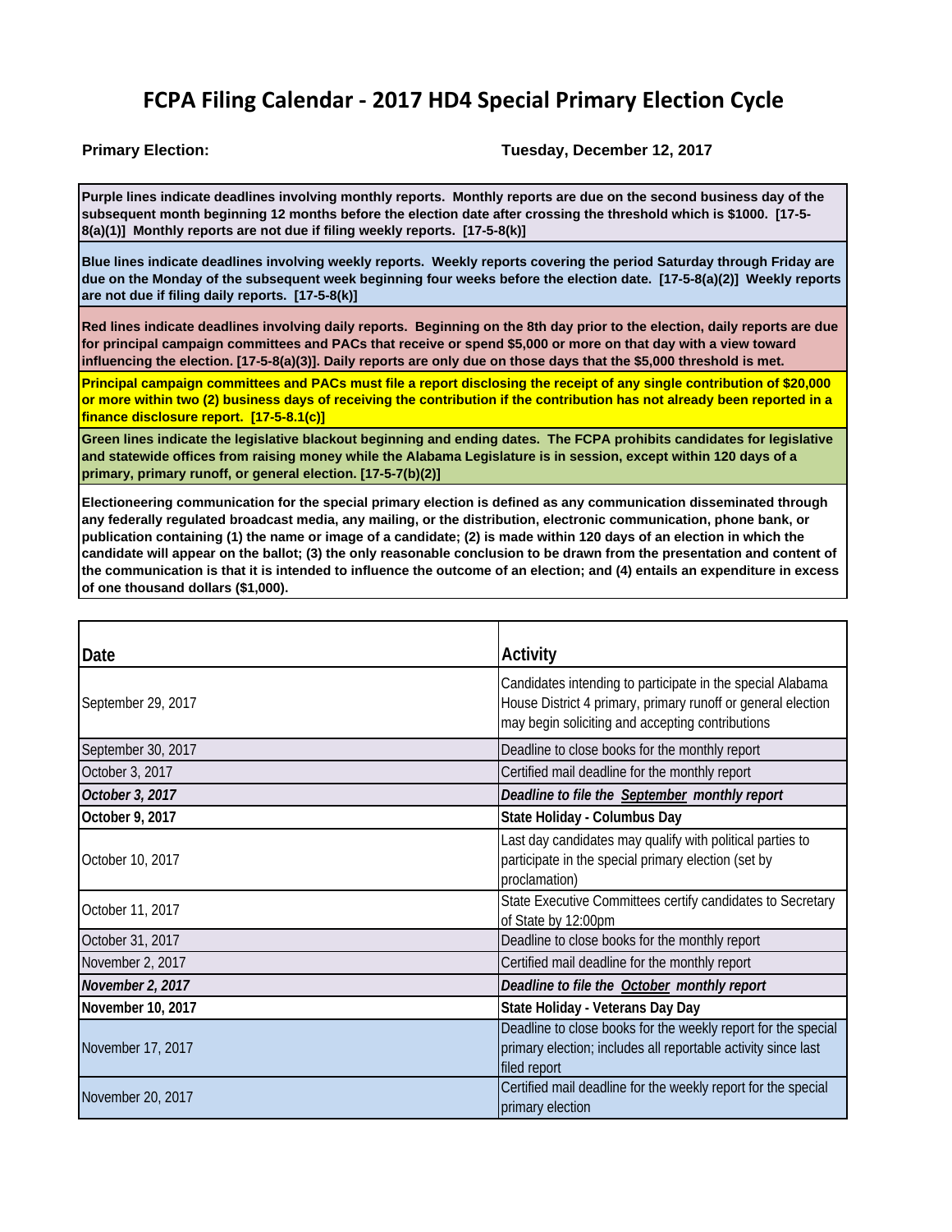# FCPA Filing Calendar - 2017 HD4 Special Primary Election Cycle

**Primary Election:** **Tuesday, December 12, 2017**

**Purple lines indicate deadlines involving monthly reports. Monthly reports are due on the second business day of the subsequent month beginning 12 months before the election date after crossing the threshold which is $1000. [17-5-8(a)(1)] Monthly reports are not due if filing weekly reports. [17-5-8(k)]**

**Blue lines indicate deadlines involving weekly reports. Weekly reports covering the period Saturday through Friday are due on the Monday of the subsequent week beginning four weeks before the election date. [17-5-8(a)(2)] Weekly reports are not due if filing daily reports. [17-5-8(k)]**

**Red lines indicate deadlines involving daily reports. Beginning on the 8th day prior to the election, daily reports are due for principal campaign committees and PACs that receive or spend $5,000 or more on that day with a view toward influencing the election. [17-5-8(a)(3)]. Daily reports are only due on those days that the $5,000 threshold is met.**

**Principal campaign committees and PACs must file a report disclosing the receipt of any single contribution of $20,000 or more within two (2) business days of receiving the contribution if the contribution has not already been reported in a finance disclosure report. [17-5-8.1(c)]**

**Green lines indicate the legislative blackout beginning and ending dates. The FCPA prohibits candidates for legislative and statewide offices from raising money while the Alabama Legislature is in session, except within 120 days of a primary, primary runoff, or general election. [17-5-7(b)(2)]**

**Electioneering communication for the special primary election is defined as any communication disseminated through any federally regulated broadcast media, any mailing, or the distribution, electronic communication, phone bank, or publication containing (1) the name or image of a candidate; (2) is made within 120 days of an election in which the candidate will appear on the ballot; (3) the only reasonable conclusion to be drawn from the presentation and content of the communication is that it is intended to influence the outcome of an election; and (4) entails an expenditure in excess of one thousand dollars ($1,000).**

| Date | Activity |
|---|---|
| September 29, 2017 | Candidates intending to participate in the special Alabama House District 4 primary, primary runoff or general election may begin soliciting and accepting contributions |
| September 30, 2017 | Deadline to close books for the monthly report |
| October 3, 2017 | Certified mail deadline for the monthly report |
| ***October 3, 2017*** | ***Deadline to file the September monthly report*** |
| **October 9, 2017** | **State Holiday - Columbus Day** |
| October 10, 2017 | Last day candidates may qualify with political parties to participate in the special primary election (set by proclamation) |
| October 11, 2017 | State Executive Committees certify candidates to Secretary of State by 12:00pm |
| October 31, 2017 | Deadline to close books for the monthly report |
| November 2, 2017 | Certified mail deadline for the monthly report |
| ***November 2, 2017*** | ***Deadline to file the October monthly report*** |
| **November 10, 2017** | **State Holiday - Veterans Day Day** |
| November 17, 2017 | Deadline to close books for the weekly report for the special primary election; includes all reportable activity since last filed report |
| November 20, 2017 | Certified mail deadline for the weekly report for the special primary election |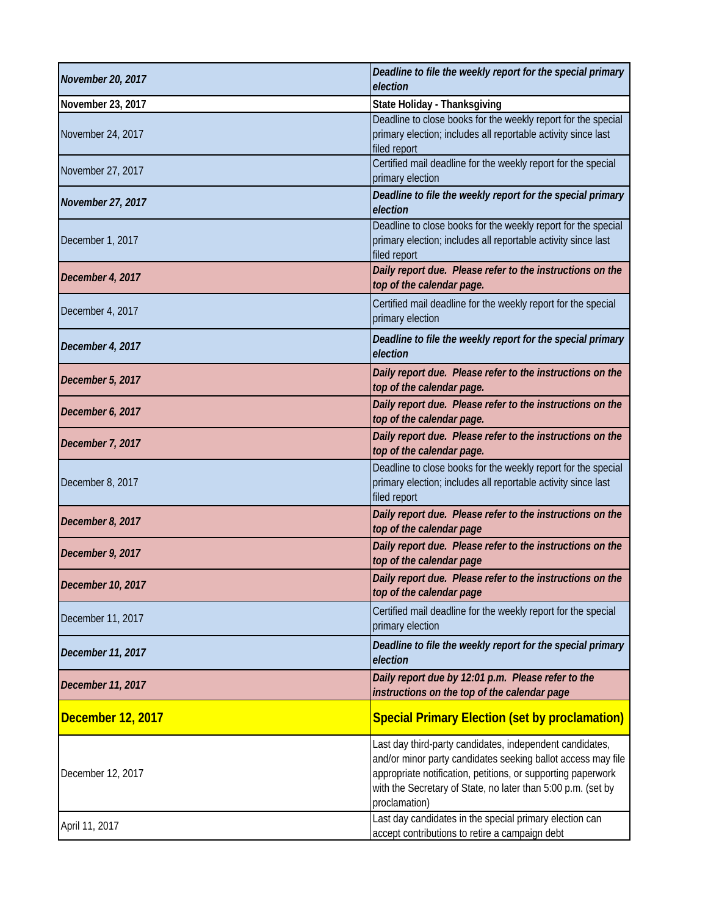| | |
|---|---|
| ***November 20, 2017*** | ***Deadline to file the weekly report for the special primary election*** |
| **November 23, 2017** | **State Holiday - Thanksgiving** |
| November 24, 2017 | Deadline to close books for the weekly report for the special primary election; includes all reportable activity since last filed report |
| November 27, 2017 | Certified mail deadline for the weekly report for the special primary election |
| ***November 27, 2017*** | ***Deadline to file the weekly report for the special primary election*** |
| December 1, 2017 | Deadline to close books for the weekly report for the special primary election; includes all reportable activity since last filed report |
| ***December 4, 2017*** | ***Daily report due. Please refer to the instructions on the top of the calendar page.*** |
| December 4, 2017 | Certified mail deadline for the weekly report for the special primary election |
| ***December 4, 2017*** | ***Deadline to file the weekly report for the special primary election*** |
| ***December 5, 2017*** | ***Daily report due. Please refer to the instructions on the top of the calendar page.*** |
| ***December 6, 2017*** | ***Daily report due. Please refer to the instructions on the top of the calendar page.*** |
| ***December 7, 2017*** | ***Daily report due. Please refer to the instructions on the top of the calendar page.*** |
| December 8, 2017 | Deadline to close books for the weekly report for the special primary election; includes all reportable activity since last filed report |
| ***December 8, 2017*** | ***Daily report due. Please refer to the instructions on the top of the calendar page*** |
| ***December 9, 2017*** | ***Daily report due. Please refer to the instructions on the top of the calendar page*** |
| ***December 10, 2017*** | ***Daily report due. Please refer to the instructions on the top of the calendar page*** |
| December 11, 2017 | Certified mail deadline for the weekly report for the special primary election |
| ***December 11, 2017*** | ***Deadline to file the weekly report for the special primary election*** |
| ***December 11, 2017*** | ***Daily report due by 12:01 p.m. Please refer to the instructions on the top of the calendar page*** |
| **December 12, 2017** | **Special Primary Election (set by proclamation)** |
| December 12, 2017 | Last day third-party candidates, independent candidates, and/or minor party candidates seeking ballot access may file appropriate notification, petitions, or supporting paperwork with the Secretary of State, no later than 5:00 p.m. (set by proclamation) |
| April 11, 2017 | Last day candidates in the special primary election can accept contributions to retire a campaign debt |